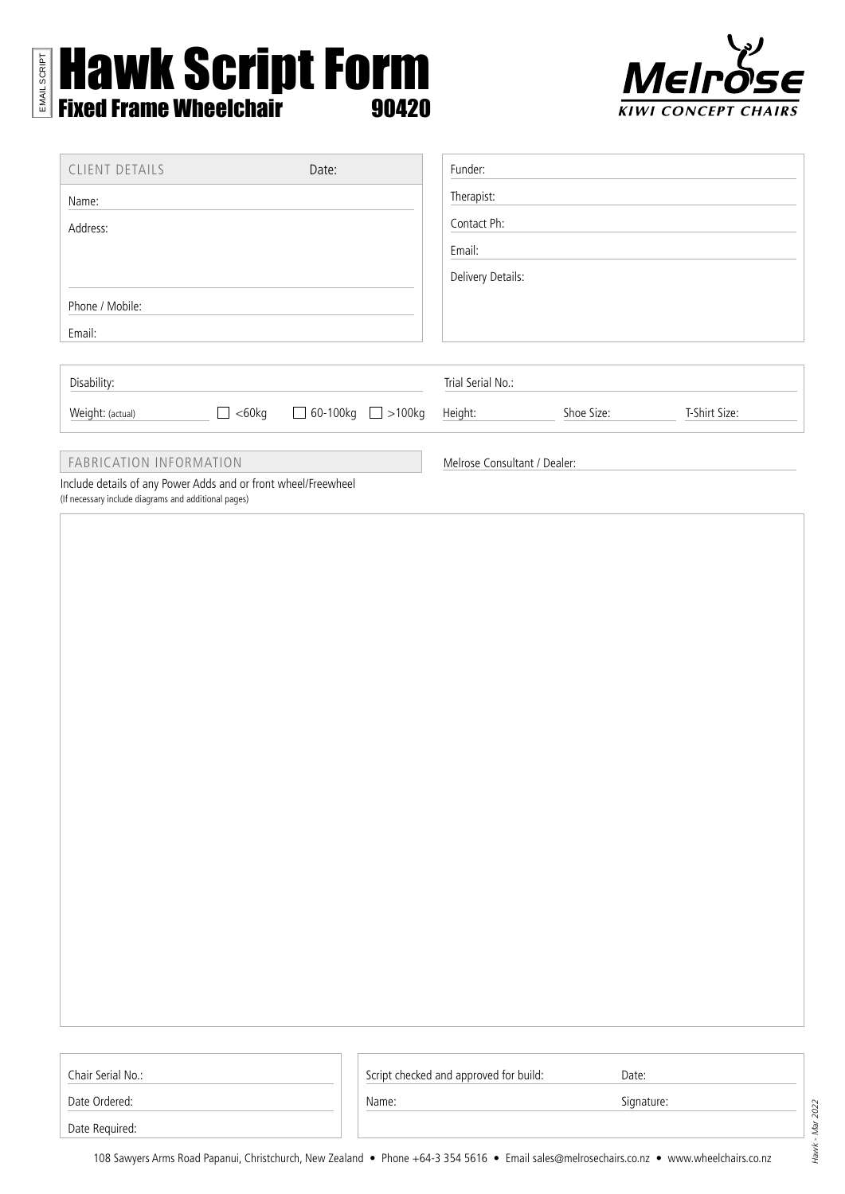EMAIL SCRIPT

# Hawk Script Form

## Fixed Frame Wheelchair 90420

Melrose
KIWI CONCEPT CHAIRS

CLIENT DETAILS Date:

Name:

Address:

Phone / Mobile:

Email:

Funder:

Therapist:

Contact Ph:

Email:

Delivery Details:

Disability:

Weight: (actual) ☐ <60kg ☐ 60-100kg ☐ >100kg

Trial Serial No.:

Height: Shoe Size: T-Shirt Size:

FABRICATION INFORMATION

Melrose Consultant / Dealer:

Include details of any Power Adds and or front wheel/Freewheel
(If necessary include diagrams and additional pages)

Chair Serial No.:

Date Ordered:

Date Required:

Script checked and approved for build: Date:

Name: Signature:

108 Sawyers Arms Road Papanui, Christchurch, New Zealand • Phone +64-3 354 5616 • Email sales@melrosechairs.co.nz • www.wheelchairs.co.nz

Hawk - Mar 2022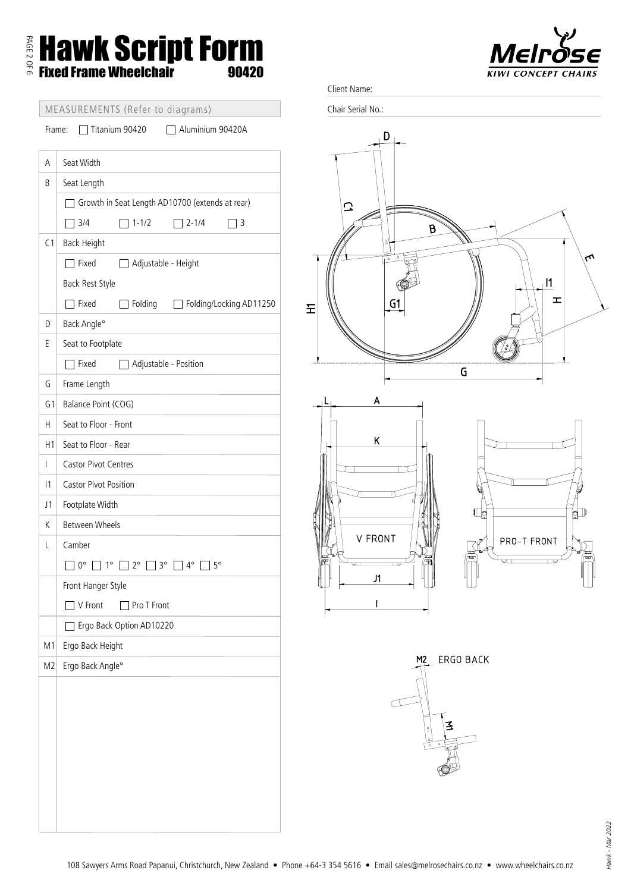# Hawk Script Form

## Fixed Frame Wheelchair 90420

**Melrose** KIWI CONCEPT CHAIRS

Client Name:

Chair Serial No.:

MEASUREMENTS (Refer to diagrams)

Frame: ☐ Titanium 90420 ☐ Aluminium 90420A

| | |
|---|---|
| A | Seat Width |
| B | Seat Length |
| | ☐ Growth in Seat Length AD10700 (extends at rear) |
| | ☐ 3/4 ☐ 1-1/2 ☐ 2-1/4 ☐ 3 |
| C1 | Back Height |
| | ☐ Fixed ☐ Adjustable - Height |
| | Back Rest Style |
| | ☐ Fixed ☐ Folding ☐ Folding/Locking AD11250 |
| D | Back Angle° |
| E | Seat to Footplate |
| | ☐ Fixed ☐ Adjustable - Position |
| G | Frame Length |
| G1 | Balance Point (COG) |
| H | Seat to Floor - Front |
| H1 | Seat to Floor - Rear |
| I | Castor Pivot Centres |
| I1 | Castor Pivot Position |
| J1 | Footplate Width |
| K | Between Wheels |
| L | Camber |
| | ☐ 0° ☐ 1° ☐ 2° ☐ 3° ☐ 4° ☐ 5° |
| | Front Hanger Style |
| | ☐ V Front ☐ Pro T Front |
| | ☐ Ergo Back Option AD10220 |
| M1 | Ergo Back Height |
| M2 | Ergo Back Angle° |

V FRONT

PRO-T FRONT

ERGO BACK

108 Sawyers Arms Road Papanui, Christchurch, New Zealand • Phone +64-3 354 5616 • Email sales@melrosechairs.co.nz • www.wheelchairs.co.nz

Hawk - Mar 2022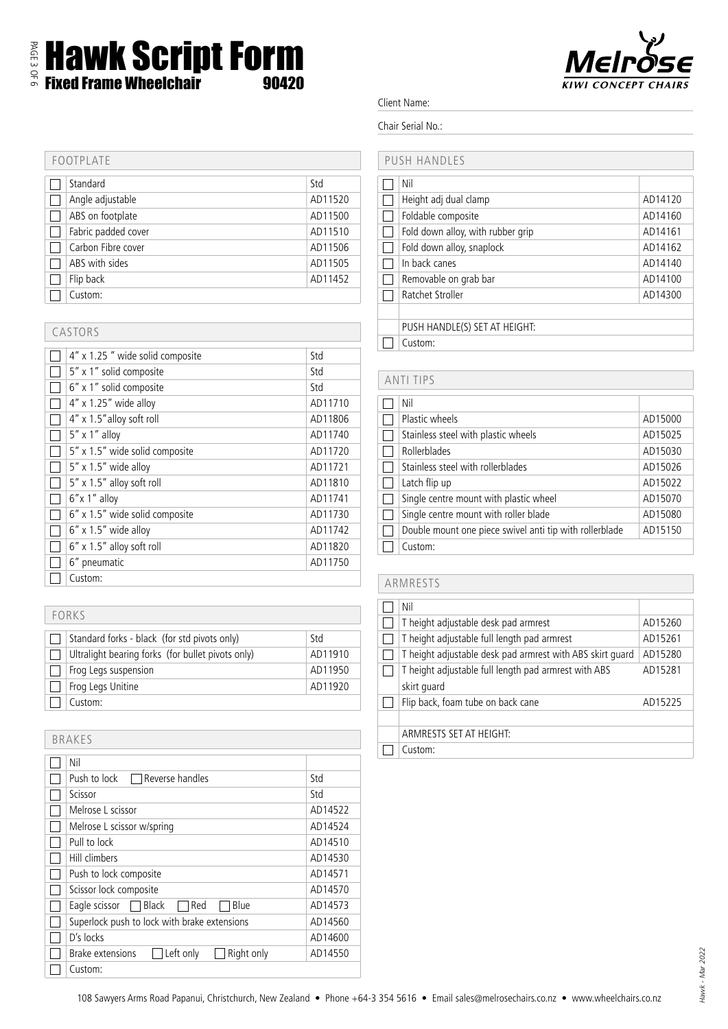# Hawk Script Form

**Fixed Frame Wheelchair** 90420

Melrose KIWI CONCEPT CHAIRS

Client Name:

Chair Serial No.:

## FOOTPLATE

| | Option | Code |
|---|---|---|
| ☐ | Standard | Std |
| ☐ | Angle adjustable | AD11520 |
| ☐ | ABS on footplate | AD11500 |
| ☐ | Fabric padded cover | AD11510 |
| ☐ | Carbon Fibre cover | AD11506 |
| ☐ | ABS with sides | AD11505 |
| ☐ | Flip back | AD11452 |
| ☐ | Custom: | |

## CASTORS

| | Option | Code |
|---|---|---|
| ☐ | 4" x 1.25 " wide solid composite | Std |
| ☐ | 5" x 1" solid composite | Std |
| ☐ | 6" x 1" solid composite | Std |
| ☐ | 4" x 1.25" wide alloy | AD11710 |
| ☐ | 4" x 1.5"alloy soft roll | AD11806 |
| ☐ | 5" x 1" alloy | AD11740 |
| ☐ | 5" x 1.5" wide solid composite | AD11720 |
| ☐ | 5" x 1.5" wide alloy | AD11721 |
| ☐ | 5" x 1.5" alloy soft roll | AD11810 |
| ☐ | 6"x 1" alloy | AD11741 |
| ☐ | 6" x 1.5" wide solid composite | AD11730 |
| ☐ | 6" x 1.5" wide alloy | AD11742 |
| ☐ | 6" x 1.5" alloy soft roll | AD11820 |
| ☐ | 6" pneumatic | AD11750 |
| ☐ | Custom: | |

## FORKS

| | Option | Code |
|---|---|---|
| ☐ | Standard forks - black (for std pivots only) | Std |
| ☐ | Ultralight bearing forks (for bullet pivots only) | AD11910 |
| ☐ | Frog Legs suspension | AD11950 |
| ☐ | Frog Legs Unitine | AD11920 |
| ☐ | Custom: | |

## BRAKES

| | Option | Code |
|---|---|---|
| ☐ | Nil | |
| ☐ | Push to lock ☐ Reverse handles | Std |
| ☐ | Scissor | Std |
| ☐ | Melrose L scissor | AD14522 |
| ☐ | Melrose L scissor w/spring | AD14524 |
| ☐ | Pull to lock | AD14510 |
| ☐ | Hill climbers | AD14530 |
| ☐ | Push to lock composite | AD14571 |
| ☐ | Scissor lock composite | AD14570 |
| ☐ | Eagle scissor ☐ Black ☐ Red ☐ Blue | AD14573 |
| ☐ | Superlock push to lock with brake extensions | AD14560 |
| ☐ | D's locks | AD14600 |
| ☐ | Brake extensions ☐ Left only ☐ Right only | AD14550 |
| ☐ | Custom: | |

## PUSH HANDLES

| | Option | Code |
|---|---|---|
| ☐ | Nil | |
| ☐ | Height adj dual clamp | AD14120 |
| ☐ | Foldable composite | AD14160 |
| ☐ | Fold down alloy, with rubber grip | AD14161 |
| ☐ | Fold down alloy, snaplock | AD14162 |
| ☐ | In back canes | AD14140 |
| ☐ | Removable on grab bar | AD14100 |
| ☐ | Ratchet Stroller | AD14300 |
| | | |
| | PUSH HANDLE(S) SET AT HEIGHT: | |
| ☐ | Custom: | |

## ANTI TIPS

| | Option | Code |
|---|---|---|
| ☐ | Nil | |
| ☐ | Plastic wheels | AD15000 |
| ☐ | Stainless steel with plastic wheels | AD15025 |
| ☐ | Rollerblades | AD15030 |
| ☐ | Stainless steel with rollerblades | AD15026 |
| ☐ | Latch flip up | AD15022 |
| ☐ | Single centre mount with plastic wheel | AD15070 |
| ☐ | Single centre mount with roller blade | AD15080 |
| ☐ | Double mount one piece swivel anti tip with rollerblade | AD15150 |
| ☐ | Custom: | |

## ARMRESTS

| | Option | Code |
|---|---|---|
| ☐ | Nil | |
| ☐ | T height adjustable desk pad armrest | AD15260 |
| ☐ | T height adjustable full length pad armrest | AD15261 |
| ☐ | T height adjustable desk pad armrest with ABS skirt guard | AD15280 |
| ☐ | T height adjustable full length pad armrest with ABS skirt guard | AD15281 |
| ☐ | Flip back, foam tube on back cane | AD15225 |
| | | |
| | ARMRESTS SET AT HEIGHT: | |
| ☐ | Custom: | |

108 Sawyers Arms Road Papanui, Christchurch, New Zealand • Phone +64-3 354 5616 • Email sales@melrosechairs.co.nz • www.wheelchairs.co.nz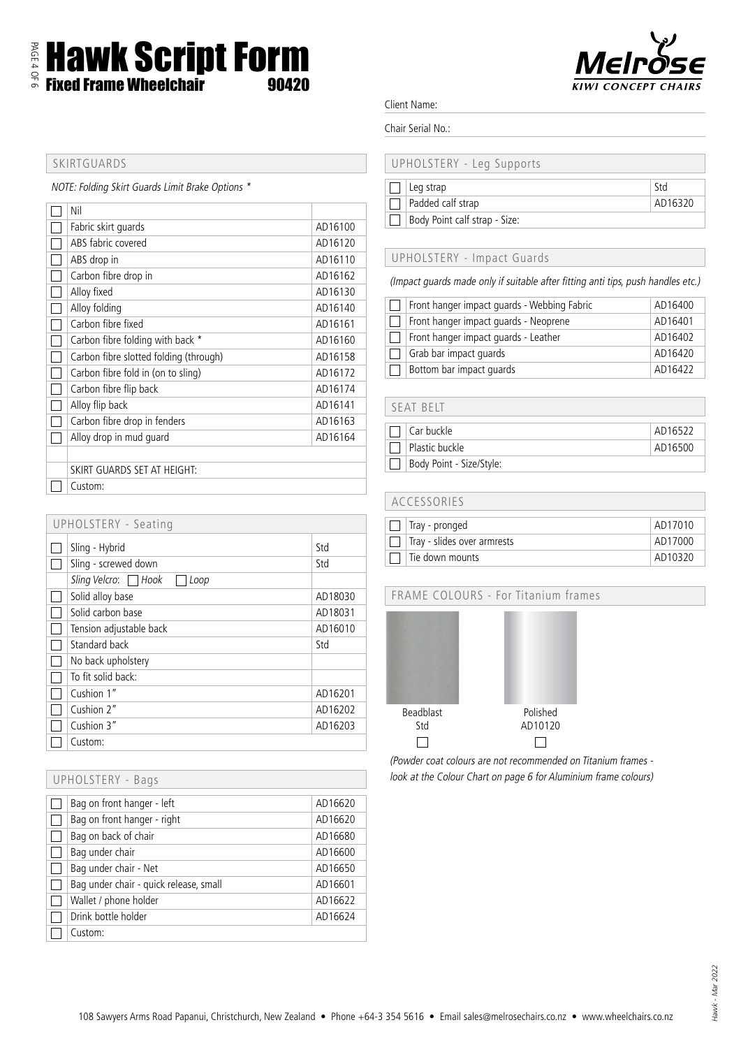# Hawk Script Form

## Fixed Frame Wheelchair 90420

**Melrose** KIWI CONCEPT CHAIRS

Client Name:

Chair Serial No.:

## SKIRTGUARDS

*NOTE: Folding Skirt Guards Limit Brake Options \**

| | | |
|---|---|---|
| ☐ | Nil | |
| ☐ | Fabric skirt guards | AD16100 |
| ☐ | ABS fabric covered | AD16120 |
| ☐ | ABS drop in | AD16110 |
| ☐ | Carbon fibre drop in | AD16162 |
| ☐ | Alloy fixed | AD16130 |
| ☐ | Alloy folding | AD16140 |
| ☐ | Carbon fibre fixed | AD16161 |
| ☐ | Carbon fibre folding with back * | AD16160 |
| ☐ | Carbon fibre slotted folding (through) | AD16158 |
| ☐ | Carbon fibre fold in (on to sling) | AD16172 |
| ☐ | Carbon fibre flip back | AD16174 |
| ☐ | Alloy flip back | AD16141 |
| ☐ | Carbon fibre drop in fenders | AD16163 |
| ☐ | Alloy drop in mud guard | AD16164 |
| | | |
| | SKIRT GUARDS SET AT HEIGHT: | |
| ☐ | Custom: | |

## UPHOLSTERY - Seating

| | | |
|---|---|---|
| ☐ | Sling - Hybrid | Std |
| ☐ | Sling - screwed down | Std |
| | *Sling Velcro:* ☐ *Hook* ☐ *Loop* | |
| ☐ | Solid alloy base | AD18030 |
| ☐ | Solid carbon base | AD18031 |
| ☐ | Tension adjustable back | AD16010 |
| ☐ | Standard back | Std |
| ☐ | No back upholstery | |
| ☐ | To fit solid back: | |
| ☐ | Cushion 1" | AD16201 |
| ☐ | Cushion 2" | AD16202 |
| ☐ | Cushion 3" | AD16203 |
| ☐ | Custom: | |

## UPHOLSTERY - Bags

| | | |
|---|---|---|
| ☐ | Bag on front hanger - left | AD16620 |
| ☐ | Bag on front hanger - right | AD16620 |
| ☐ | Bag on back of chair | AD16680 |
| ☐ | Bag under chair | AD16600 |
| ☐ | Bag under chair - Net | AD16650 |
| ☐ | Bag under chair - quick release, small | AD16601 |
| ☐ | Wallet / phone holder | AD16622 |
| ☐ | Drink bottle holder | AD16624 |
| ☐ | Custom: | |

## UPHOLSTERY - Leg Supports

| | | |
|---|---|---|
| ☐ | Leg strap | Std |
| ☐ | Padded calf strap | AD16320 |
| ☐ | Body Point calf strap - Size: | |

## UPHOLSTERY - Impact Guards

*(Impact guards made only if suitable after fitting anti tips, push handles etc.)*

| | | |
|---|---|---|
| ☐ | Front hanger impact guards - Webbing Fabric | AD16400 |
| ☐ | Front hanger impact guards - Neoprene | AD16401 |
| ☐ | Front hanger impact guards - Leather | AD16402 |
| ☐ | Grab bar impact guards | AD16420 |
| ☐ | Bottom bar impact guards | AD16422 |

## SEAT BELT

| | | |
|---|---|---|
| ☐ | Car buckle | AD16522 |
| ☐ | Plastic buckle | AD16500 |
| ☐ | Body Point - Size/Style: | |

## ACCESSORIES

| | | |
|---|---|---|
| ☐ | Tray - pronged | AD17010 |
| ☐ | Tray - slides over armrests | AD17000 |
| ☐ | Tie down mounts | AD10320 |

## FRAME COLOURS - For Titanium frames

| Beadblast | Polished |
|---|---|
| Std | AD10120 |
| ☐ | ☐ |

*(Powder coat colours are not recommended on Titanium frames - look at the Colour Chart on page 6 for Aluminium frame colours)*

108 Sawyers Arms Road Papanui, Christchurch, New Zealand • Phone +64-3 354 5616 • Email sales@melrosechairs.co.nz • www.wheelchairs.co.nz

Hawk - Mar 2022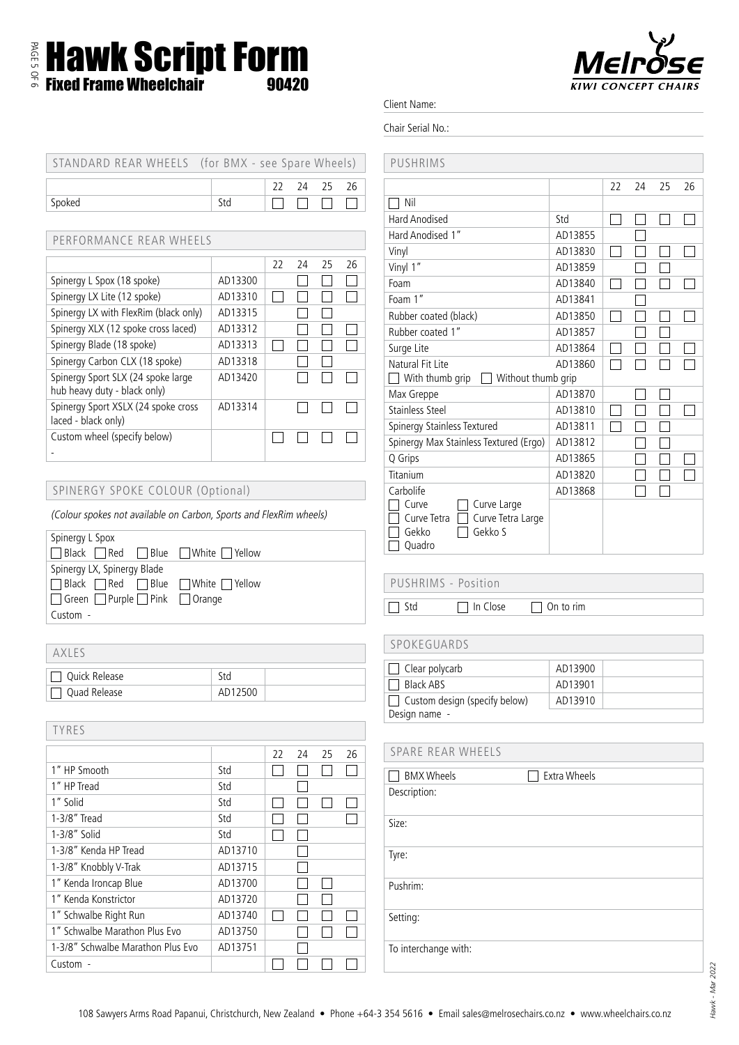# Hawk Script Form

**Fixed Frame Wheelchair** 90420

Melrose KIWI CONCEPT CHAIRS

Client Name:

Chair Serial No.:

## STANDARD REAR WHEELS (for BMX - see Spare Wheels)

| | | 22 | 24 | 25 | 26 |
|---|---|---|---|---|---|
| Spoked | Std | ☐ | ☐ | ☐ | ☐ |

## PERFORMANCE REAR WHEELS

| | | 22 | 24 | 25 | 26 |
|---|---|---|---|---|---|
| Spinergy L Spox (18 spoke) | AD13300 | | ☐ | ☐ | ☐ |
| Spinergy LX Lite (12 spoke) | AD13310 | ☐ | ☐ | ☐ | ☐ |
| Spinergy LX with FlexRim (black only) | AD13315 | | ☐ | ☐ | |
| Spinergy XLX (12 spoke cross laced) | AD13312 | | ☐ | ☐ | ☐ |
| Spinergy Blade (18 spoke) | AD13313 | ☐ | ☐ | ☐ | ☐ |
| Spinergy Carbon CLX (18 spoke) | AD13318 | | ☐ | ☐ | |
| Spinergy Sport SLX (24 spoke large hub heavy duty - black only) | AD13420 | | ☐ | ☐ | ☐ |
| Spinergy Sport XSLX (24 spoke cross laced - black only) | AD13314 | | ☐ | ☐ | ☐ |
| Custom wheel (specify below) - | | ☐ | ☐ | ☐ | ☐ |

## SPINERGY SPOKE COLOUR (Optional)

*(Colour spokes not available on Carbon, Sports and FlexRim wheels)*

Spinergy L Spox
☐ Black ☐ Red ☐ Blue ☐ White ☐ Yellow

Spinergy LX, Spinergy Blade
☐ Black ☐ Red ☐ Blue ☐ White ☐ Yellow
☐ Green ☐ Purple ☐ Pink ☐ Orange

Custom -

## AXLES

| | | |
|---|---|---|
| ☐ Quick Release | Std | |
| ☐ Quad Release | AD12500 | |

## TYRES

| | | 22 | 24 | 25 | 26 |
|---|---|---|---|---|---|
| 1″ HP Smooth | Std | ☐ | ☐ | ☐ | ☐ |
| 1″ HP Tread | Std | | ☐ | | |
| 1″ Solid | Std | ☐ | ☐ | ☐ | ☐ |
| 1-3/8″ Tread | Std | ☐ | ☐ | | ☐ |
| 1-3/8″ Solid | Std | ☐ | ☐ | | |
| 1-3/8″ Kenda HP Tread | AD13710 | | ☐ | | |
| 1-3/8″ Knobbly V-Trak | AD13715 | | ☐ | | |
| 1″ Kenda Ironcap Blue | AD13700 | | ☐ | ☐ | |
| 1″ Kenda Konstrictor | AD13720 | | ☐ | ☐ | |
| 1″ Schwalbe Right Run | AD13740 | ☐ | ☐ | ☐ | ☐ |
| 1″ Schwalbe Marathon Plus Evo | AD13750 | | ☐ | ☐ | ☐ |
| 1-3/8″ Schwalbe Marathon Plus Evo | AD13751 | | ☐ | | |
| Custom - | | ☐ | ☐ | ☐ | ☐ |

## PUSHRIMS

| | | 22 | 24 | 25 | 26 |
|---|---|---|---|---|---|
| ☐ Nil | | | | | |
| Hard Anodised | Std | ☐ | ☐ | ☐ | ☐ |
| Hard Anodised 1″ | AD13855 | | ☐ | | |
| Vinyl | AD13830 | ☐ | ☐ | ☐ | ☐ |
| Vinyl 1″ | AD13859 | | ☐ | ☐ | |
| Foam | AD13840 | ☐ | ☐ | ☐ | ☐ |
| Foam 1″ | AD13841 | | ☐ | | |
| Rubber coated (black) | AD13850 | ☐ | ☐ | ☐ | ☐ |
| Rubber coated 1″ | AD13857 | | ☐ | ☐ | |
| Surge Lite | AD13864 | ☐ | ☐ | ☐ | ☐ |
| Natural Fit Lite (☐ With thumb grip ☐ Without thumb grip) | AD13860 | ☐ | ☐ | ☐ | ☐ |
| Max Greppe | AD13870 | | ☐ | ☐ | |
| Stainless Steel | AD13810 | ☐ | ☐ | ☐ | ☐ |
| Spinergy Stainless Textured | AD13811 | ☐ | ☐ | ☐ | |
| Spinergy Max Stainless Textured (Ergo) | AD13812 | | ☐ | ☐ | |
| Q Grips | AD13865 | | ☐ | ☐ | ☐ |
| Titanium | AD13820 | | ☐ | ☐ | ☐ |
| Carbolife (☐ Curve ☐ Curve Large ☐ Curve Tetra ☐ Curve Tetra Large ☐ Gekko ☐ Gekko S ☐ Quadro) | AD13868 | | ☐ | ☐ | |

## PUSHRIMS - Position

☐ Std ☐ In Close ☐ On to rim

## SPOKEGUARDS

| | | |
|---|---|---|
| ☐ Clear polycarb | AD13900 | |
| ☐ Black ABS | AD13901 | |
| ☐ Custom design (specify below) | AD13910 | |
| Design name - | | |

## SPARE REAR WHEELS

☐ BMX Wheels ☐ Extra Wheels

Description:

Size:

Tyre:

Pushrim:

Setting:

To interchange with:

108 Sawyers Arms Road Papanui, Christchurch, New Zealand • Phone +64-3 354 5616 • Email sales@melrosechairs.co.nz • www.wheelchairs.co.nz

Hawk - Mar 2022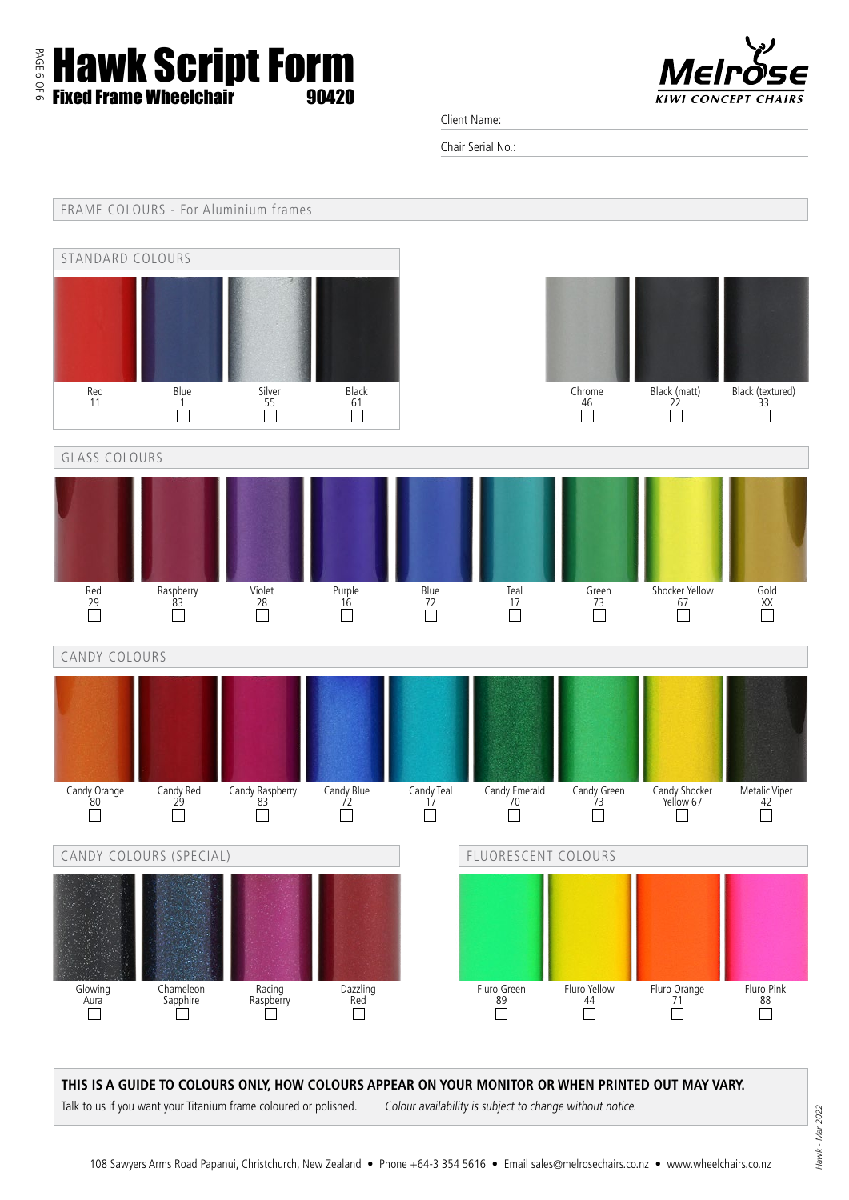# Hawk Script Form

**Fixed Frame Wheelchair** **90420**

Melrose
KIWI CONCEPT CHAIRS

Client Name:

Chair Serial No.:

## FRAME COLOURS - For Aluminium frames

### STANDARD COLOURS

| | | | |
|---|---|---|---|
| Red 11 ☐ | Blue 1 ☐ | Silver 55 ☐ | Black 61 ☐ |

| | | |
|---|---|---|
| Chrome 46 ☐ | Black (matt) 22 ☐ | Black (textured) 33 ☐ |

### GLASS COLOURS

| | | | | | | | | |
|---|---|---|---|---|---|---|---|---|
| Red 29 ☐ | Raspberry 83 ☐ | Violet 28 ☐ | Purple 16 ☐ | Blue 72 ☐ | Teal 17 ☐ | Green 73 ☐ | Shocker Yellow 67 ☐ | Gold XX ☐ |

### CANDY COLOURS

| | | | | | | | | |
|---|---|---|---|---|---|---|---|---|
| Candy Orange 80 ☐ | Candy Red 29 ☐ | Candy Raspberry 83 ☐ | Candy Blue 72 ☐ | Candy Teal 17 ☐ | Candy Emerald 70 ☐ | Candy Green 73 ☐ | Candy Shocker Yellow 67 ☐ | Metalic Viper 42 ☐ |

### CANDY COLOURS (SPECIAL)

| | | | |
|---|---|---|---|
| Glowing Aura ☐ | Chameleon Sapphire ☐ | Racing Raspberry ☐ | Dazzling Red ☐ |

### FLUORESCENT COLOURS

| | | | |
|---|---|---|---|
| Fluro Green 89 ☐ | Fluro Yellow 44 ☐ | Fluro Orange 71 ☐ | Fluro Pink 88 ☐ |

**THIS IS A GUIDE TO COLOURS ONLY, HOW COLOURS APPEAR ON YOUR MONITOR OR WHEN PRINTED OUT MAY VARY.**

Talk to us if you want your Titanium frame coloured or polished. *Colour availability is subject to change without notice.*

108 Sawyers Arms Road Papanui, Christchurch, New Zealand • Phone +64-3 354 5616 • Email sales@melrosechairs.co.nz • www.wheelchairs.co.nz

*Hawk - Mar 2022*